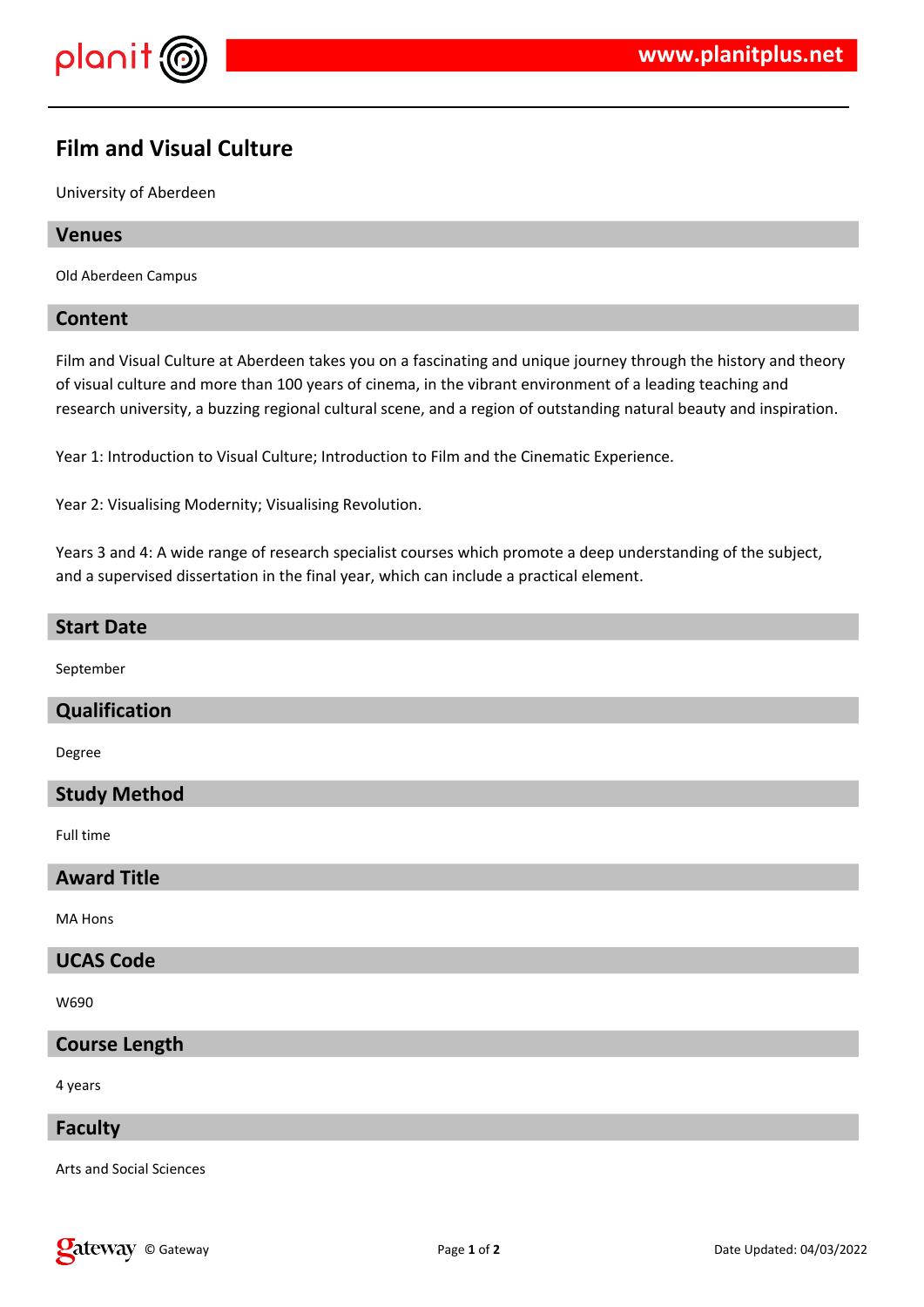# Film and Visual Culture

University of Aberdeen

## Venues

Old Aberdeen Campus

## Content

Film and Visual Culture at Aberdeen takes you on a fascinating and unique journey through the history and theory of visual culture and more than 100 years of cinema, in the vibrant environment of a leading teaching and research university, a buzzing regional cultural scene, and a region of outstanding natural beauty and inspiration.

Year 1: Introduction to Visual Culture; Introduction to Film and the Cinematic Experience.

Year 2: Visualising Modernity; Visualising Revolution.

Years 3 and 4: A wide range of research specialist courses which promote a deep understanding of the subject, and a supervised dissertation in the final year, which can include a practical element.

## Start Date

September

## Qualification

Degree

## Study Method

Full time

## Award Title

MA Hons

## UCAS Code

W690

## Course Length

4 years

## Faculty

Arts and Social Sciences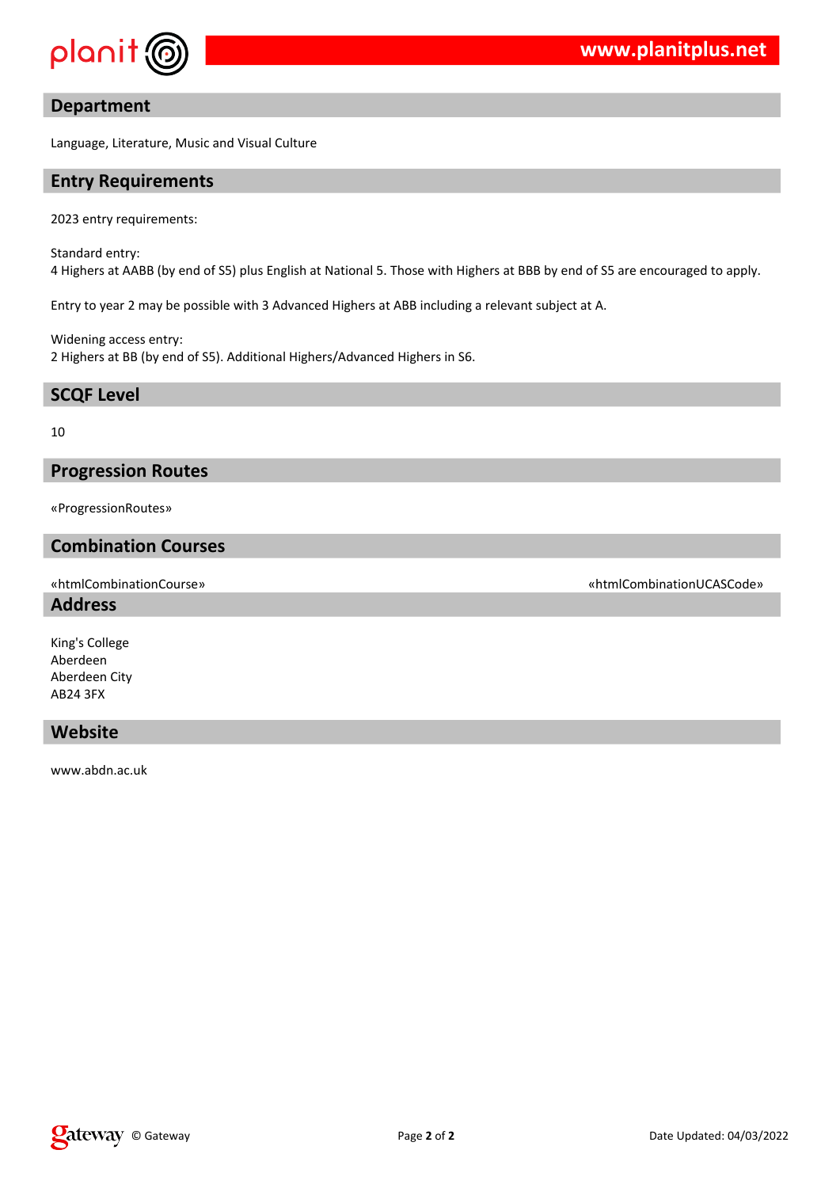## Department

Language, Literature, Music and Visual Culture

## Entry Requirements

2023 entry requirements:

Standard entry:
4 Highers at AABB (by end of S5) plus English at National 5. Those with Highers at BBB by end of S5 are encouraged to apply.

Entry to year 2 may be possible with 3 Advanced Highers at ABB including a relevant subject at A.

Widening access entry:
2 Highers at BB (by end of S5). Additional Highers/Advanced Highers in S6.

## SCQF Level

10

## Progression Routes

«ProgressionRoutes»

## Combination Courses

«htmlCombinationCourse» «htmlCombinationUCASCode»

## Address

King's College
Aberdeen
Aberdeen City
AB24 3FX

## Website

www.abdn.ac.uk